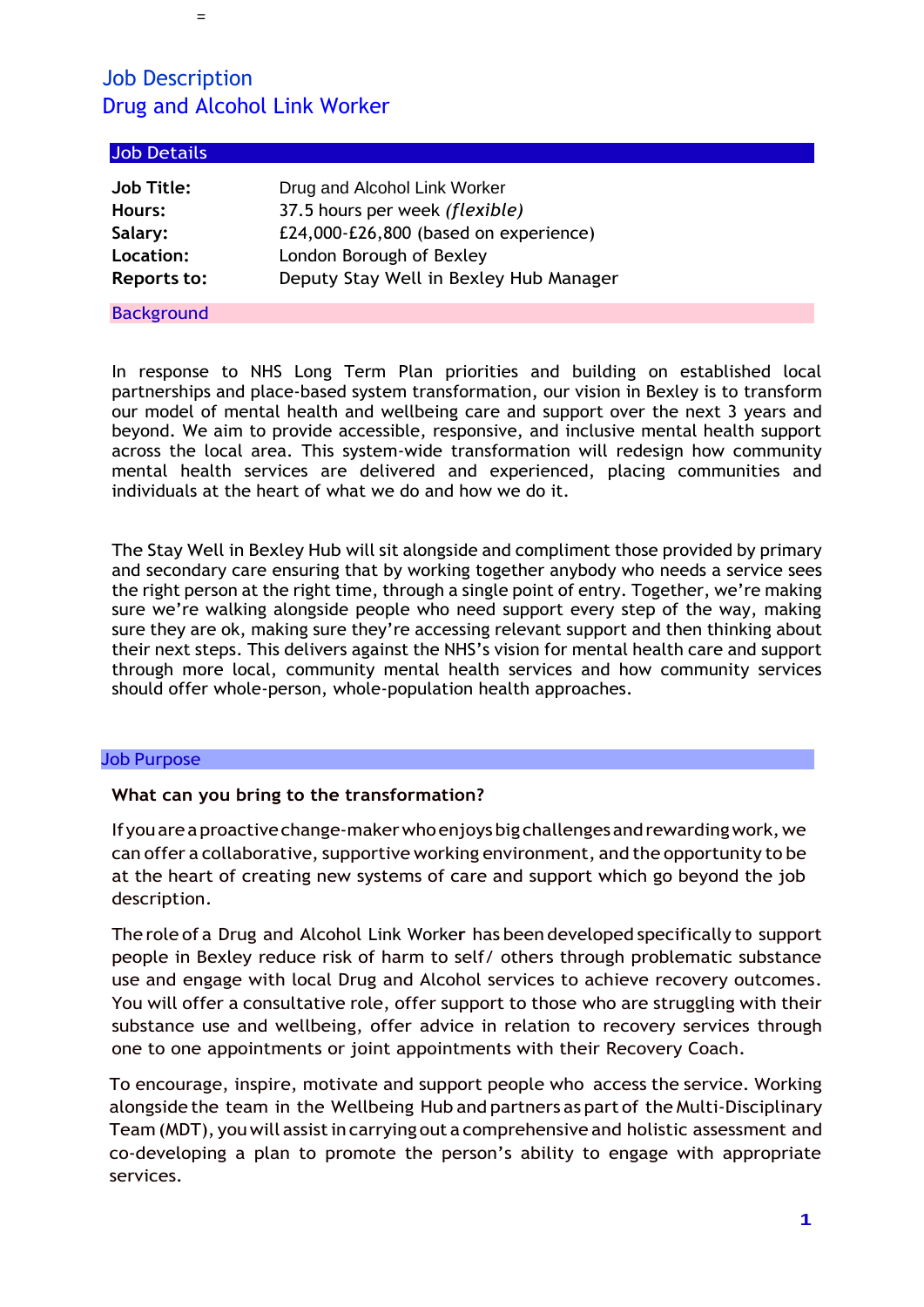# Job Description
# Drug and Alcohol Link Worker

## Job Details

| | |
|---|---|
| **Job Title:** | Drug and Alcohol Link Worker |
| **Hours:** | 37.5 hours per week *(flexible)* |
| **Salary:** | £24,000-£26,800 (based on experience) |
| **Location:** | London Borough of Bexley |
| **Reports to:** | Deputy Stay Well in Bexley Hub Manager |

## Background

In response to NHS Long Term Plan priorities and building on established local partnerships and place-based system transformation, our vision in Bexley is to transform our model of mental health and wellbeing care and support over the next 3 years and beyond. We aim to provide accessible, responsive, and inclusive mental health support across the local area. This system-wide transformation will redesign how community mental health services are delivered and experienced, placing communities and individuals at the heart of what we do and how we do it.

The Stay Well in Bexley Hub will sit alongside and compliment those provided by primary and secondary care ensuring that by working together anybody who needs a service sees the right person at the right time, through a single point of entry. Together, we're making sure we're walking alongside people who need support every step of the way, making sure they are ok, making sure they're accessing relevant support and then thinking about their next steps. This delivers against the NHS's vision for mental health care and support through more local, community mental health services and how community services should offer whole-person, whole-population health approaches.

## Job Purpose

**What can you bring to the transformation?**

If you are a proactive change-maker who enjoys big challenges and rewarding work, we can offer a collaborative, supportive working environment, and the opportunity to be at the heart of creating new systems of care and support which go beyond the job description.

The role of a Drug and Alcohol Link Worker has been developed specifically to support people in Bexley reduce risk of harm to self/ others through problematic substance use and engage with local Drug and Alcohol services to achieve recovery outcomes. You will offer a consultative role, offer support to those who are struggling with their substance use and wellbeing, offer advice in relation to recovery services through one to one appointments or joint appointments with their Recovery Coach.

To encourage, inspire, motivate and support people who access the service. Working alongside the team in the Wellbeing Hub and partners as part of the Multi-Disciplinary Team (MDT), you will assist in carrying out a comprehensive and holistic assessment and co-developing a plan to promote the person's ability to engage with appropriate services.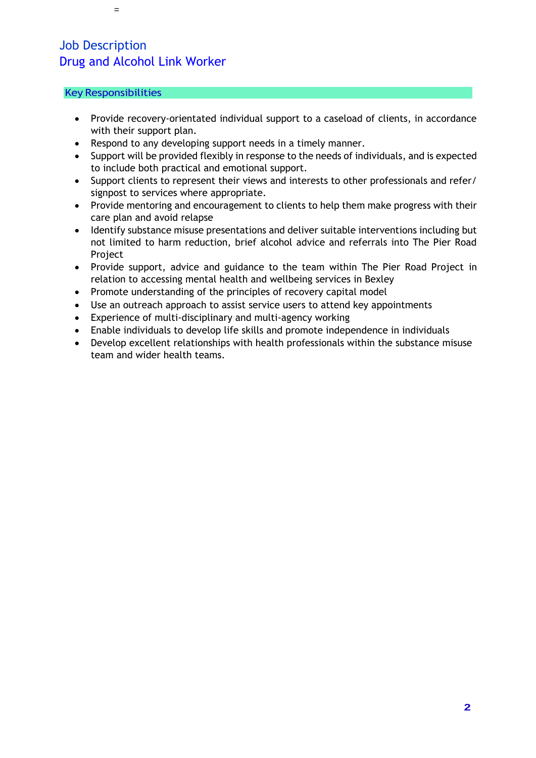# Job Description
# Drug and Alcohol Link Worker

## Key Responsibilities

- Provide recovery-orientated individual support to a caseload of clients, in accordance with their support plan.
- Respond to any developing support needs in a timely manner.
- Support will be provided flexibly in response to the needs of individuals, and is expected to include both practical and emotional support.
- Support clients to represent their views and interests to other professionals and refer/ signpost to services where appropriate.
- Provide mentoring and encouragement to clients to help them make progress with their care plan and avoid relapse
- Identify substance misuse presentations and deliver suitable interventions including but not limited to harm reduction, brief alcohol advice and referrals into The Pier Road Project
- Provide support, advice and guidance to the team within The Pier Road Project in relation to accessing mental health and wellbeing services in Bexley
- Promote understanding of the principles of recovery capital model
- Use an outreach approach to assist service users to attend key appointments
- Experience of multi-disciplinary and multi-agency working
- Enable individuals to develop life skills and promote independence in individuals
- Develop excellent relationships with health professionals within the substance misuse team and wider health teams.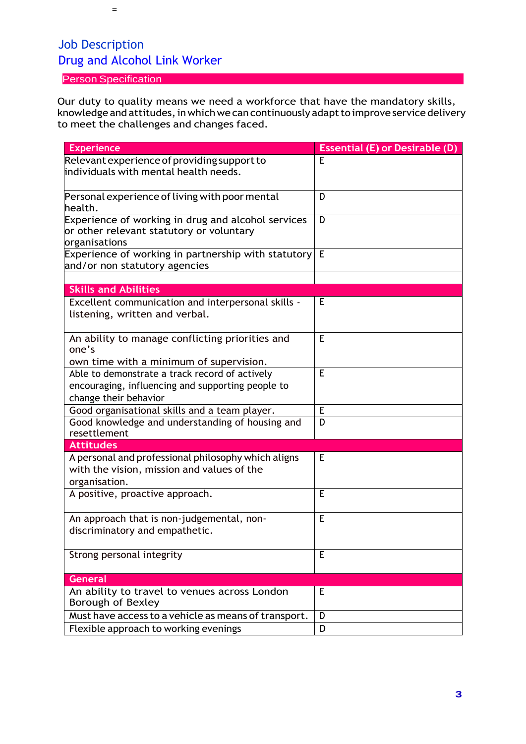# Job Description

## Drug and Alcohol Link Worker

### Person Specification

Our duty to quality means we need a workforce that have the mandatory skills, knowledge and attitudes, in which we can continuously adapt to improve service delivery to meet the challenges and changes faced.

| Experience | Essential (E) or Desirable (D) |
|---|---|
| Relevant experience of providing support to individuals with mental health needs. | E |
| Personal experience of living with poor mental health. | D |
| Experience of working in drug and alcohol services or other relevant statutory or voluntary organisations | D |
| Experience of working in partnership with statutory and/or non statutory agencies | E |
| | |
| **Skills and Abilities** | |
| Excellent communication and interpersonal skills - listening, written and verbal. | E |
| An ability to manage conflicting priorities and one's own time with a minimum of supervision. | E |
| Able to demonstrate a track record of actively encouraging, influencing and supporting people to change their behavior | E |
| Good organisational skills and a team player. | E |
| Good knowledge and understanding of housing and resettlement | D |
| **Attitudes** | |
| A personal and professional philosophy which aligns with the vision, mission and values of the organisation. | E |
| A positive, proactive approach. | E |
| An approach that is non-judgemental, non-discriminatory and empathetic. | E |
| Strong personal integrity | E |
| **General** | |
| An ability to travel to venues across London Borough of Bexley | E |
| Must have access to a vehicle as means of transport. | D |
| Flexible approach to working evenings | D |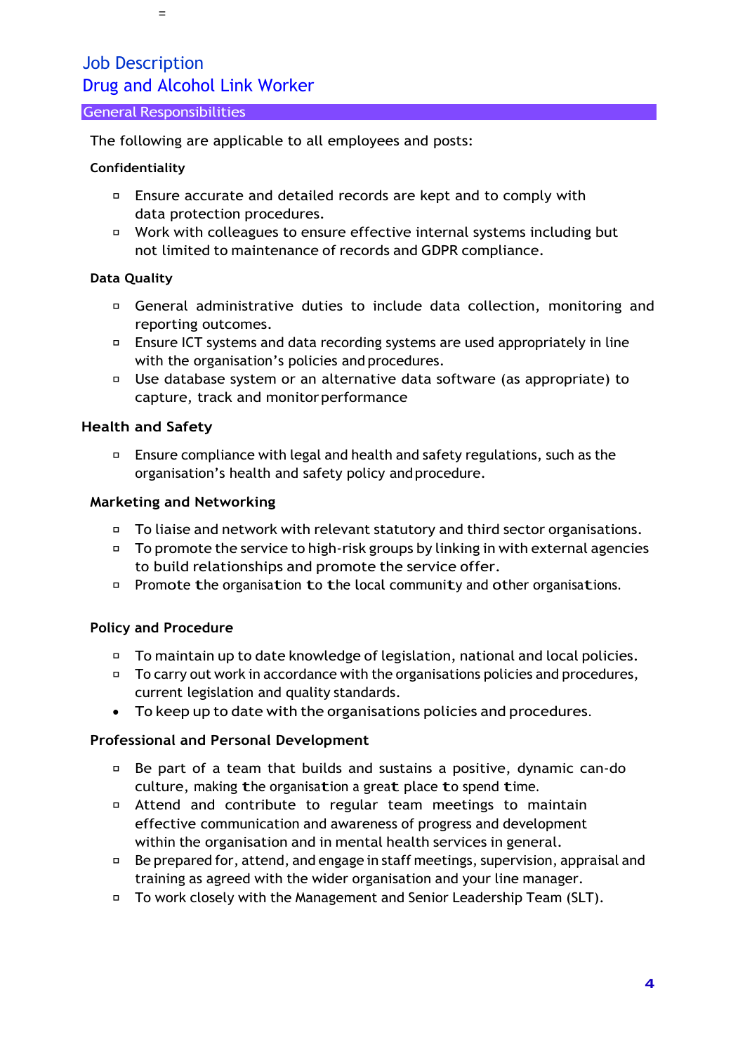## Job Description
## Drug and Alcohol Link Worker

### General Responsibilities

The following are applicable to all employees and posts:

**Confidentiality**

- Ensure accurate and detailed records are kept and to comply with data protection procedures.
- Work with colleagues to ensure effective internal systems including but not limited to maintenance of records and GDPR compliance.

**Data Quality**

- General administrative duties to include data collection, monitoring and reporting outcomes.
- Ensure ICT systems and data recording systems are used appropriately in line with the organisation's policies and procedures.
- Use database system or an alternative data software (as appropriate) to capture, track and monitor performance

**Health and Safety**

- Ensure compliance with legal and health and safety regulations, such as the organisation's health and safety policy and procedure.

**Marketing and Networking**

- To liaise and network with relevant statutory and third sector organisations.
- To promote the service to high-risk groups by linking in with external agencies to build relationships and promote the service offer.
- Promote the organisation to the local community and other organisations.

**Policy and Procedure**

- To maintain up to date knowledge of legislation, national and local policies.
- To carry out work in accordance with the organisations policies and procedures, current legislation and quality standards.
- To keep up to date with the organisations policies and procedures.

**Professional and Personal Development**

- Be part of a team that builds and sustains a positive, dynamic can-do culture, making the organisation a great place to spend time.
- Attend and contribute to regular team meetings to maintain effective communication and awareness of progress and development within the organisation and in mental health services in general.
- Be prepared for, attend, and engage in staff meetings, supervision, appraisal and training as agreed with the wider organisation and your line manager.
- To work closely with the Management and Senior Leadership Team (SLT).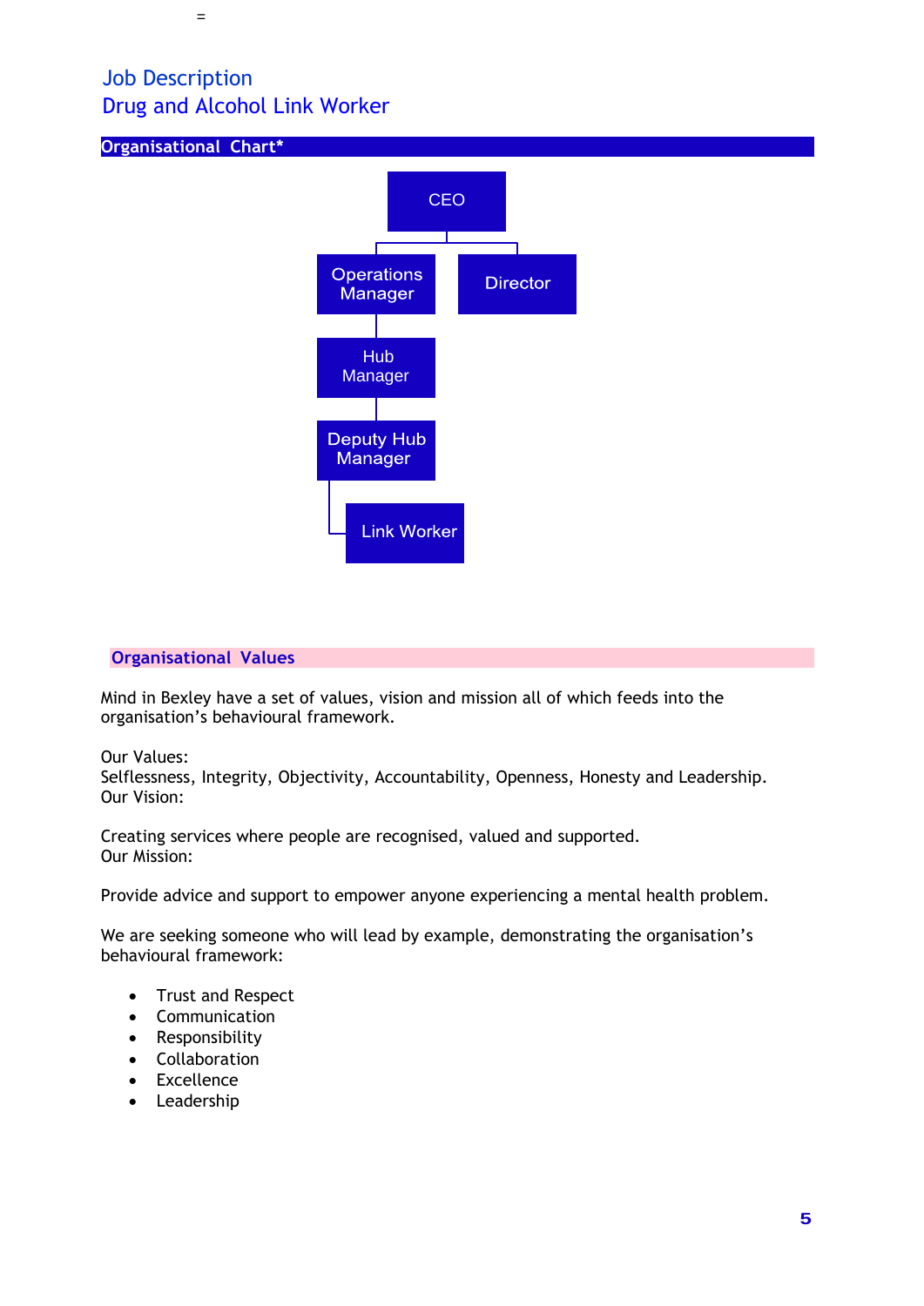=

# Job Description
# Drug and Alcohol Link Worker

## Organisational Chart*

- CEO
  - Operations Manager
    - Hub Manager
      - Deputy Hub Manager
        - Link Worker
  - Director

## Organisational Values

Mind in Bexley have a set of values, vision and mission all of which feeds into the organisation's behavioural framework.

Our Values:
Selflessness, Integrity, Objectivity, Accountability, Openness, Honesty and Leadership.
Our Vision:

Creating services where people are recognised, valued and supported.
Our Mission:

Provide advice and support to empower anyone experiencing a mental health problem.

We are seeking someone who will lead by example, demonstrating the organisation's behavioural framework:

- Trust and Respect
- Communication
- Responsibility
- Collaboration
- Excellence
- Leadership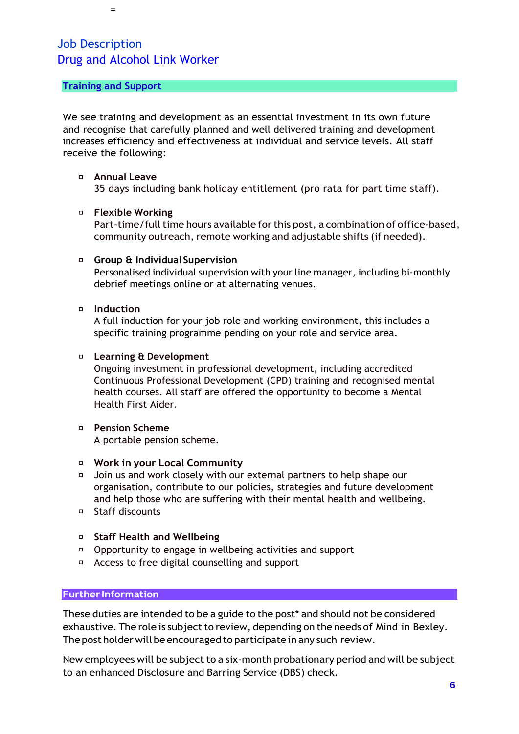# Job Description
# Drug and Alcohol Link Worker

## Training and Support

We see training and development as an essential investment in its own future and recognise that carefully planned and well delivered training and development increases efficiency and effectiveness at individual and service levels. All staff receive the following:

- **Annual Leave**
  35 days including bank holiday entitlement (pro rata for part time staff).

- **Flexible Working**
  Part-time/full time hours available for this post, a combination of office-based, community outreach, remote working and adjustable shifts (if needed).

- **Group & Individual Supervision**
  Personalised individual supervision with your line manager, including bi-monthly debrief meetings online or at alternating venues.

- **Induction**
  A full induction for your job role and working environment, this includes a specific training programme pending on your role and service area.

- **Learning & Development**
  Ongoing investment in professional development, including accredited Continuous Professional Development (CPD) training and recognised mental health courses. All staff are offered the opportunity to become a Mental Health First Aider.

- **Pension Scheme**
  A portable pension scheme.

- **Work in your Local Community**
- Join us and work closely with our external partners to help shape our organisation, contribute to our policies, strategies and future development and help those who are suffering with their mental health and wellbeing.
- Staff discounts

- **Staff Health and Wellbeing**
- Opportunity to engage in wellbeing activities and support
- Access to free digital counselling and support

## Further Information

These duties are intended to be a guide to the post* and should not be considered exhaustive. The role is subject to review, depending on the needs of Mind in Bexley. The post holder will be encouraged to participate in any such review.

New employees will be subject to a six-month probationary period and will be subject to an enhanced Disclosure and Barring Service (DBS) check.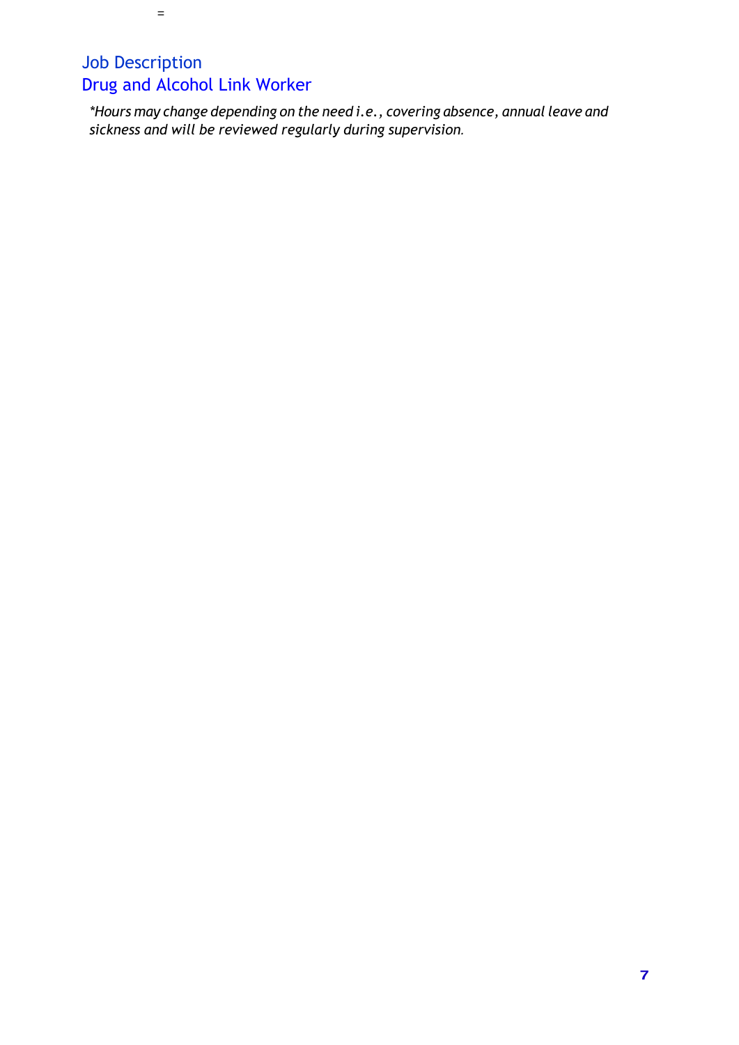# Job Description
## Drug and Alcohol Link Worker

*\*Hours may change depending on the need i.e., covering absence, annual leave and sickness and will be reviewed regularly during supervision.*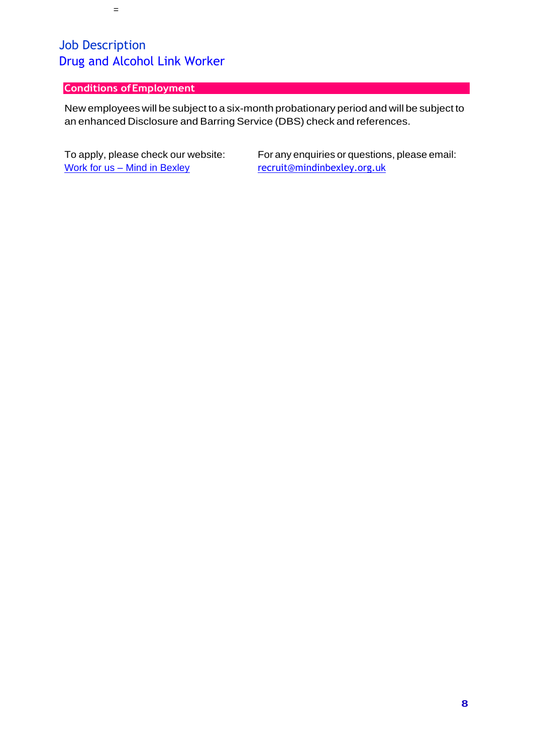# Job Description
# Drug and Alcohol Link Worker

## Conditions of Employment

New employees will be subject to a six-month probationary period and will be subject to an enhanced Disclosure and Barring Service (DBS) check and references.

To apply, please check our website:
[Work for us – Mind in Bexley]

For any enquiries or questions, please email:
[recruit@mindinbexley.org.uk]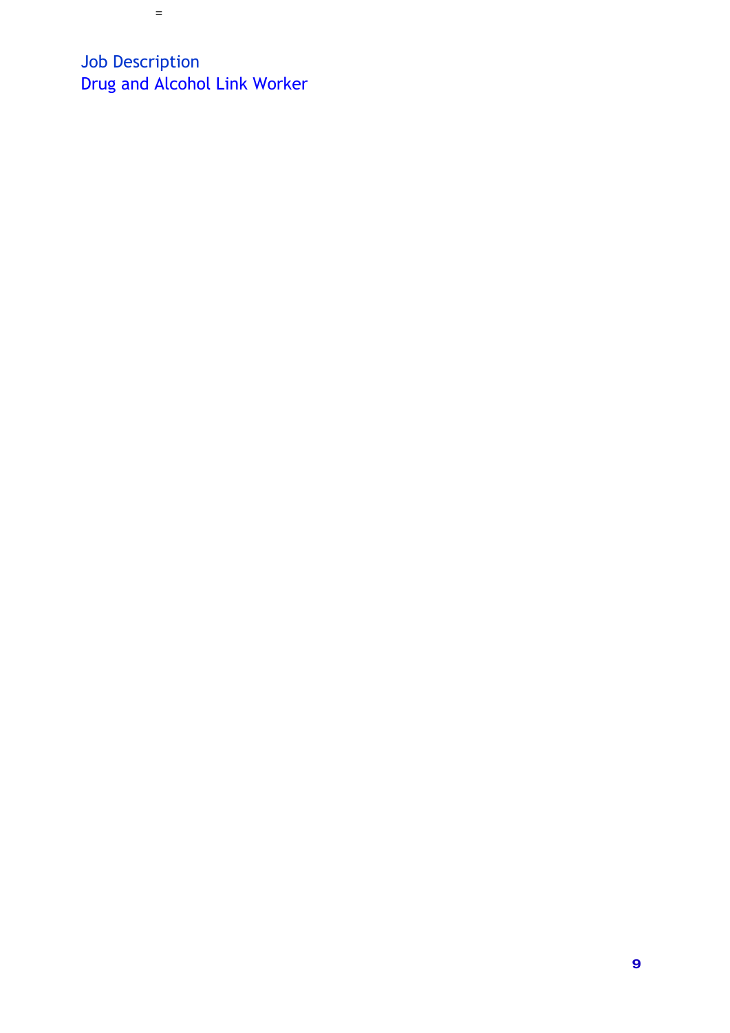=

# Job Description
## Drug and Alcohol Link Worker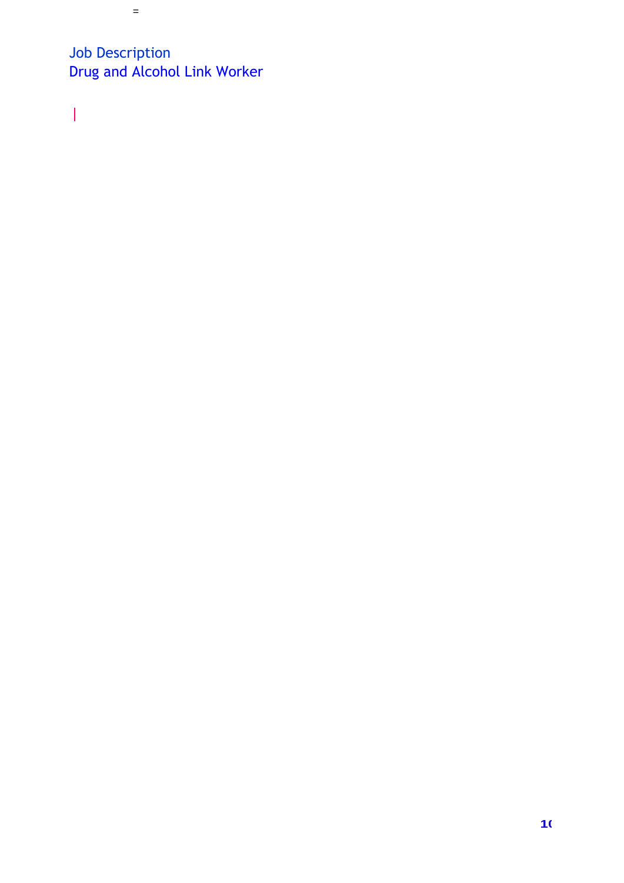Job Description
Drug and Alcohol Link Worker